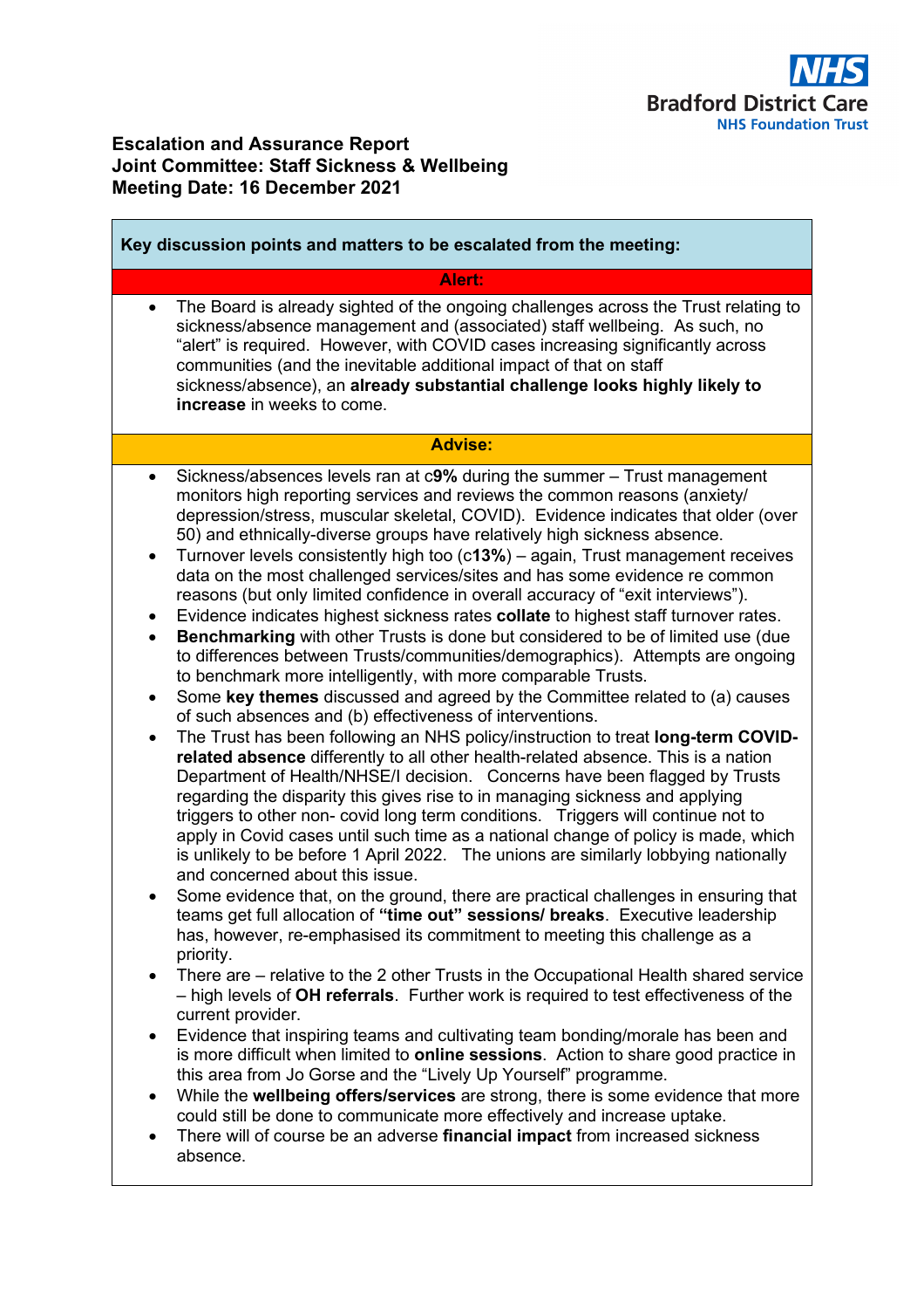NHS
Bradford District Care
NHS Foundation Trust

**Escalation and Assurance Report**
**Joint Committee: Staff Sickness & Wellbeing**
**Meeting Date: 16 December 2021**

**Key discussion points and matters to be escalated from the meeting:**

**Alert:**

- The Board is already sighted of the ongoing challenges across the Trust relating to sickness/absence management and (associated) staff wellbeing. As such, no "alert" is required. However, with COVID cases increasing significantly across communities (and the inevitable additional impact of that on staff sickness/absence), an **already substantial challenge looks highly likely to increase** in weeks to come.

**Advise:**

- Sickness/absences levels ran at c**9%** during the summer – Trust management monitors high reporting services and reviews the common reasons (anxiety/ depression/stress, muscular skeletal, COVID). Evidence indicates that older (over 50) and ethnically-diverse groups have relatively high sickness absence.
- Turnover levels consistently high too (c**13%**) – again, Trust management receives data on the most challenged services/sites and has some evidence re common reasons (but only limited confidence in overall accuracy of "exit interviews").
- Evidence indicates highest sickness rates **collate** to highest staff turnover rates.
- **Benchmarking** with other Trusts is done but considered to be of limited use (due to differences between Trusts/communities/demographics). Attempts are ongoing to benchmark more intelligently, with more comparable Trusts.
- Some **key themes** discussed and agreed by the Committee related to (a) causes of such absences and (b) effectiveness of interventions.
- The Trust has been following an NHS policy/instruction to treat **long-term COVID-related absence** differently to all other health-related absence. This is a nation Department of Health/NHSE/I decision. Concerns have been flagged by Trusts regarding the disparity this gives rise to in managing sickness and applying triggers to other non- covid long term conditions. Triggers will continue not to apply in Covid cases until such time as a national change of policy is made, which is unlikely to be before 1 April 2022. The unions are similarly lobbying nationally and concerned about this issue.
- Some evidence that, on the ground, there are practical challenges in ensuring that teams get full allocation of **"time out" sessions/ breaks**. Executive leadership has, however, re-emphasised its commitment to meeting this challenge as a priority.
- There are – relative to the 2 other Trusts in the Occupational Health shared service – high levels of **OH referrals**. Further work is required to test effectiveness of the current provider.
- Evidence that inspiring teams and cultivating team bonding/morale has been and is more difficult when limited to **online sessions**. Action to share good practice in this area from Jo Gorse and the "Lively Up Yourself" programme.
- While the **wellbeing offers/services** are strong, there is some evidence that more could still be done to communicate more effectively and increase uptake.
- There will of course be an adverse **financial impact** from increased sickness absence.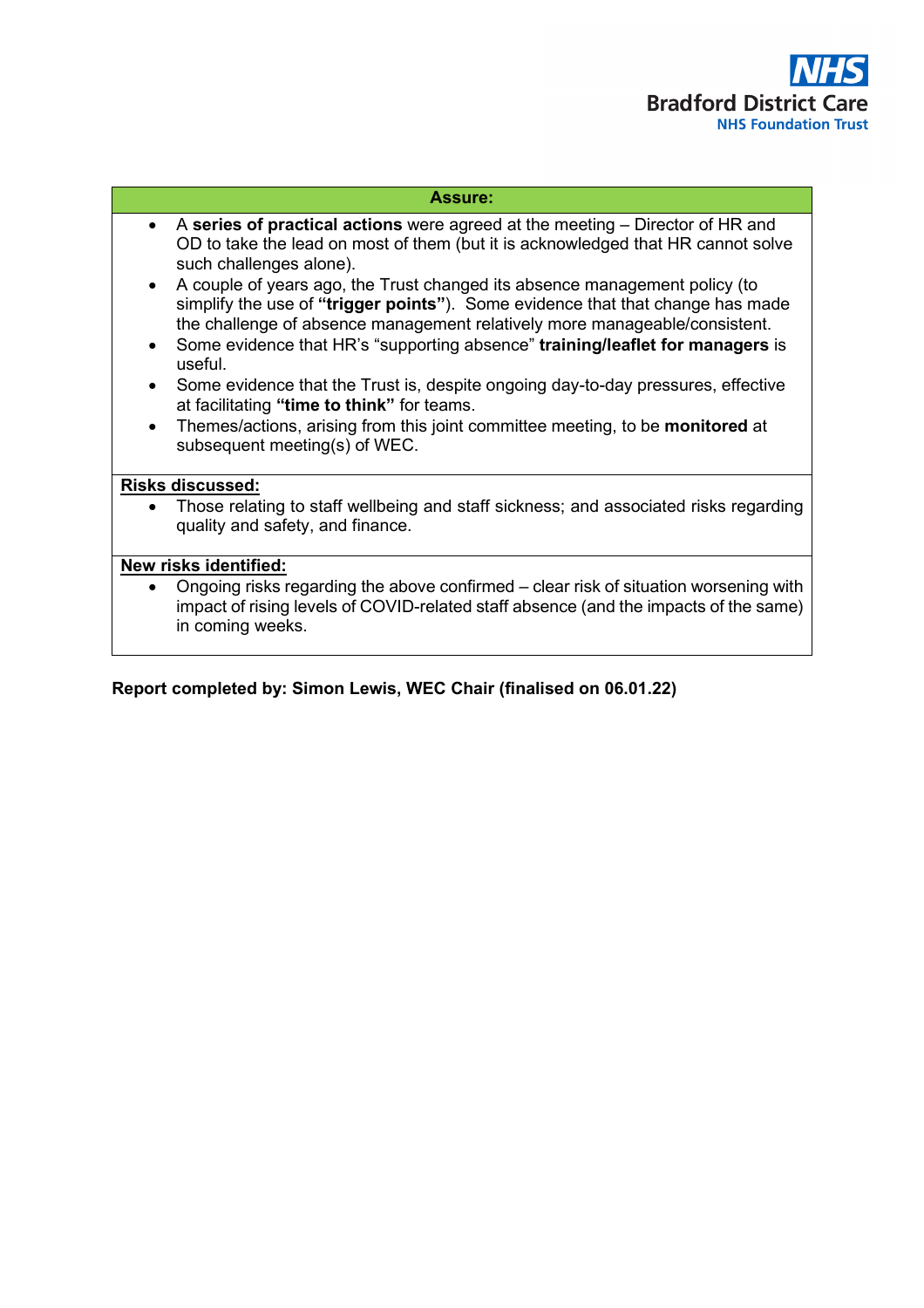**Assure:**

- A **series of practical actions** were agreed at the meeting – Director of HR and OD to take the lead on most of them (but it is acknowledged that HR cannot solve such challenges alone).
- A couple of years ago, the Trust changed its absence management policy (to simplify the use of **"trigger points"**). Some evidence that that change has made the challenge of absence management relatively more manageable/consistent.
- Some evidence that HR's "supporting absence" **training/leaflet for managers** is useful.
- Some evidence that the Trust is, despite ongoing day-to-day pressures, effective at facilitating **"time to think"** for teams.
- Themes/actions, arising from this joint committee meeting, to be **monitored** at subsequent meeting(s) of WEC.

**Risks discussed:**

- Those relating to staff wellbeing and staff sickness; and associated risks regarding quality and safety, and finance.

**New risks identified:**

- Ongoing risks regarding the above confirmed – clear risk of situation worsening with impact of rising levels of COVID-related staff absence (and the impacts of the same) in coming weeks.

**Report completed by: Simon Lewis, WEC Chair (finalised on 06.01.22)**